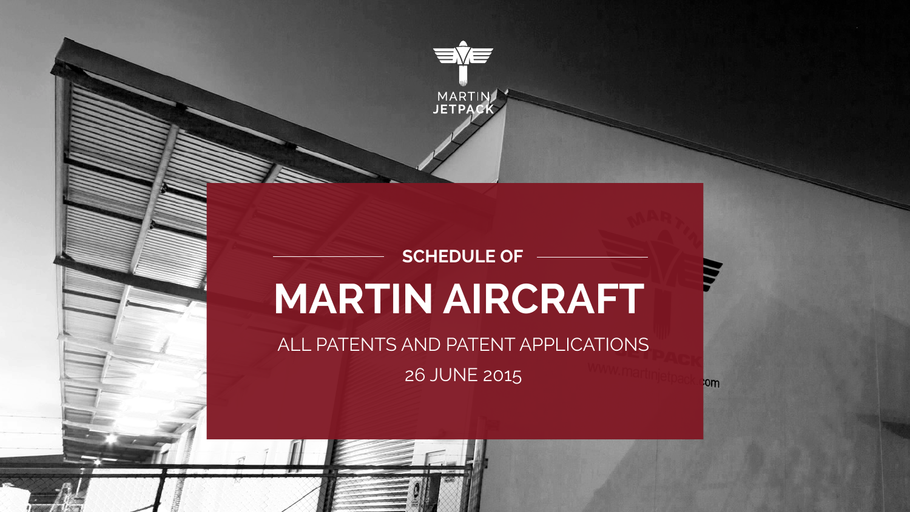MARTIN JETPACK

SCHEDULE OF

# MARTIN AIRCRAFT

ALL PATENTS AND PATENT APPLICATIONS

26 JUNE 2015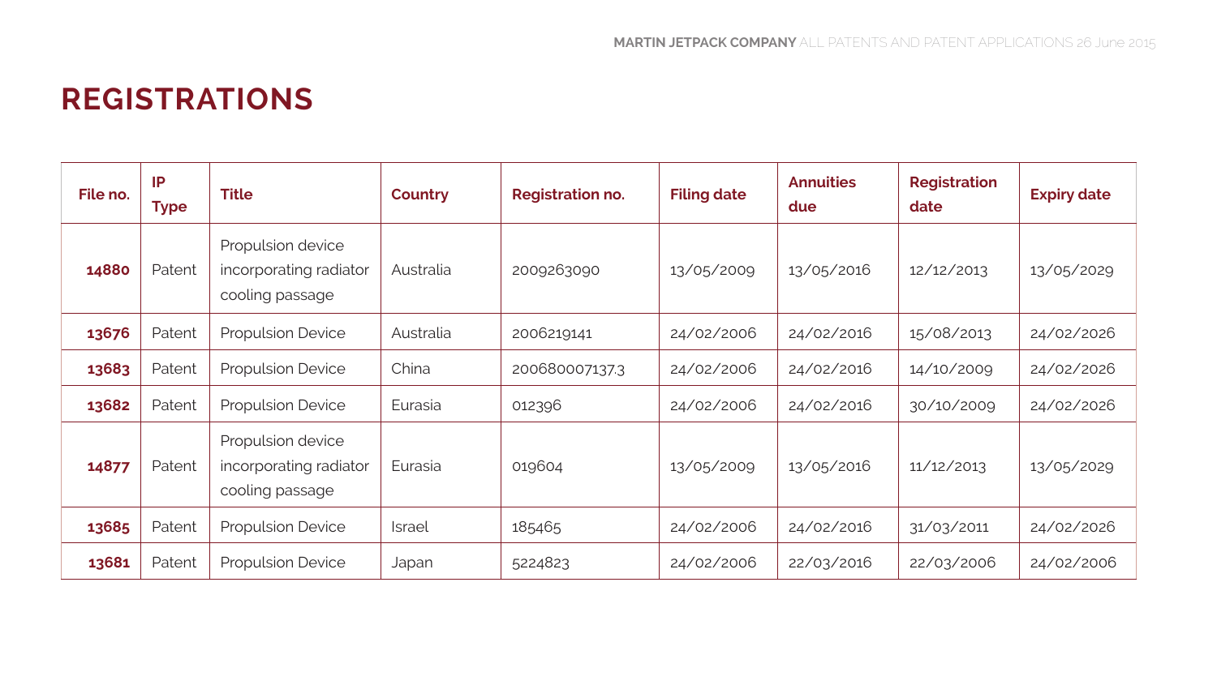# REGISTRATIONS

| File no. | IP Type | Title | Country | Registration no. | Filing date | Annuities due | Registration date | Expiry date |
|---|---|---|---|---|---|---|---|---|
| **14880** | Patent | Propulsion device incorporating radiator cooling passage | Australia | 2009263090 | 13/05/2009 | 13/05/2016 | 12/12/2013 | 13/05/2029 |
| **13676** | Patent | Propulsion Device | Australia | 2006219141 | 24/02/2006 | 24/02/2016 | 15/08/2013 | 24/02/2026 |
| **13683** | Patent | Propulsion Device | China | 200680007137.3 | 24/02/2006 | 24/02/2016 | 14/10/2009 | 24/02/2026 |
| **13682** | Patent | Propulsion Device | Eurasia | 012396 | 24/02/2006 | 24/02/2016 | 30/10/2009 | 24/02/2026 |
| **14877** | Patent | Propulsion device incorporating radiator cooling passage | Eurasia | 019604 | 13/05/2009 | 13/05/2016 | 11/12/2013 | 13/05/2029 |
| **13685** | Patent | Propulsion Device | Israel | 185465 | 24/02/2006 | 24/02/2016 | 31/03/2011 | 24/02/2026 |
| **13681** | Patent | Propulsion Device | Japan | 5224823 | 24/02/2006 | 22/03/2016 | 22/03/2006 | 24/02/2006 |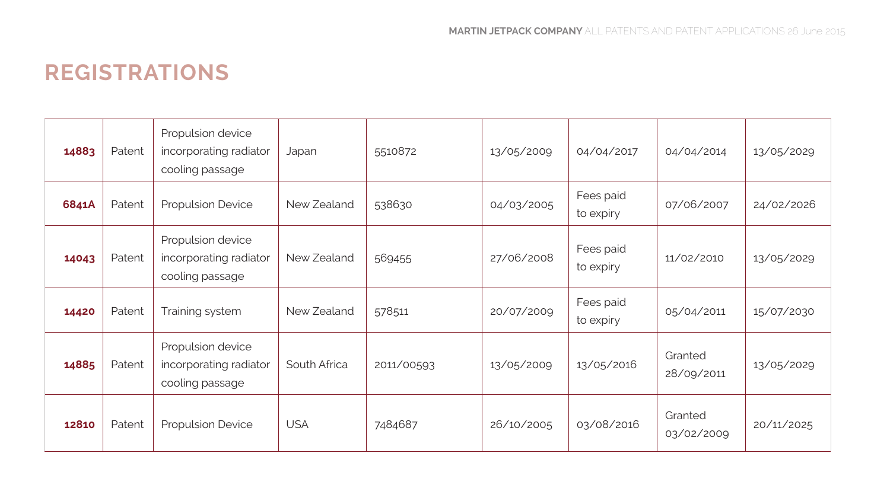# REGISTRATIONS

| | | | | | | | | |
|---|---|---|---|---|---|---|---|---|
| **14883** | Patent | Propulsion device incorporating radiator cooling passage | Japan | 5510872 | 13/05/2009 | 04/04/2017 | 04/04/2014 | 13/05/2029 |
| **6841A** | Patent | Propulsion Device | New Zealand | 538630 | 04/03/2005 | Fees paid to expiry | 07/06/2007 | 24/02/2026 |
| **14043** | Patent | Propulsion device incorporating radiator cooling passage | New Zealand | 569455 | 27/06/2008 | Fees paid to expiry | 11/02/2010 | 13/05/2029 |
| **14420** | Patent | Training system | New Zealand | 578511 | 20/07/2009 | Fees paid to expiry | 05/04/2011 | 15/07/2030 |
| **14885** | Patent | Propulsion device incorporating radiator cooling passage | South Africa | 2011/00593 | 13/05/2009 | 13/05/2016 | Granted 28/09/2011 | 13/05/2029 |
| **12810** | Patent | Propulsion Device | USA | 7484687 | 26/10/2005 | 03/08/2016 | Granted 03/02/2009 | 20/11/2025 |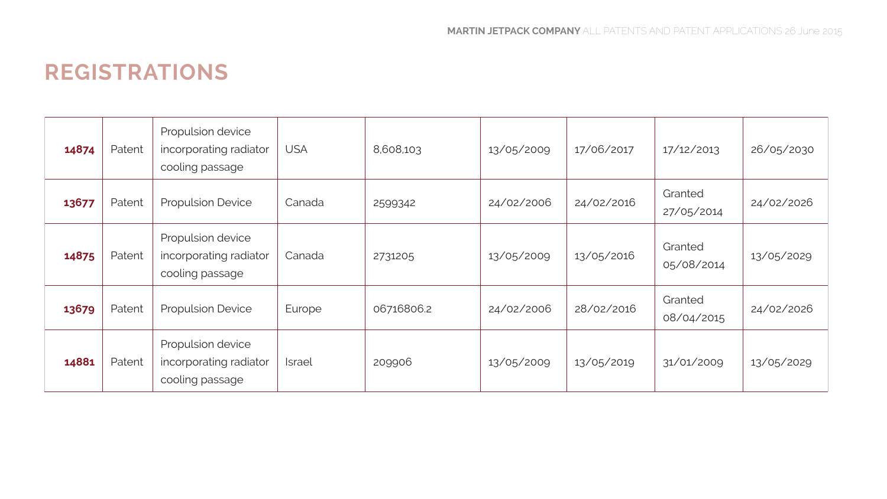# REGISTRATIONS

| | | | | | | | | |
|---|---|---|---|---|---|---|---|---|
| **14874** | Patent | Propulsion device incorporating radiator cooling passage | USA | 8,608,103 | 13/05/2009 | 17/06/2017 | 17/12/2013 | 26/05/2030 |
| **13677** | Patent | Propulsion Device | Canada | 2599342 | 24/02/2006 | 24/02/2016 | Granted 27/05/2014 | 24/02/2026 |
| **14875** | Patent | Propulsion device incorporating radiator cooling passage | Canada | 2731205 | 13/05/2009 | 13/05/2016 | Granted 05/08/2014 | 13/05/2029 |
| **13679** | Patent | Propulsion Device | Europe | 06716806.2 | 24/02/2006 | 28/02/2016 | Granted 08/04/2015 | 24/02/2026 |
| **14881** | Patent | Propulsion device incorporating radiator cooling passage | Israel | 209906 | 13/05/2009 | 13/05/2019 | 31/01/2009 | 13/05/2029 |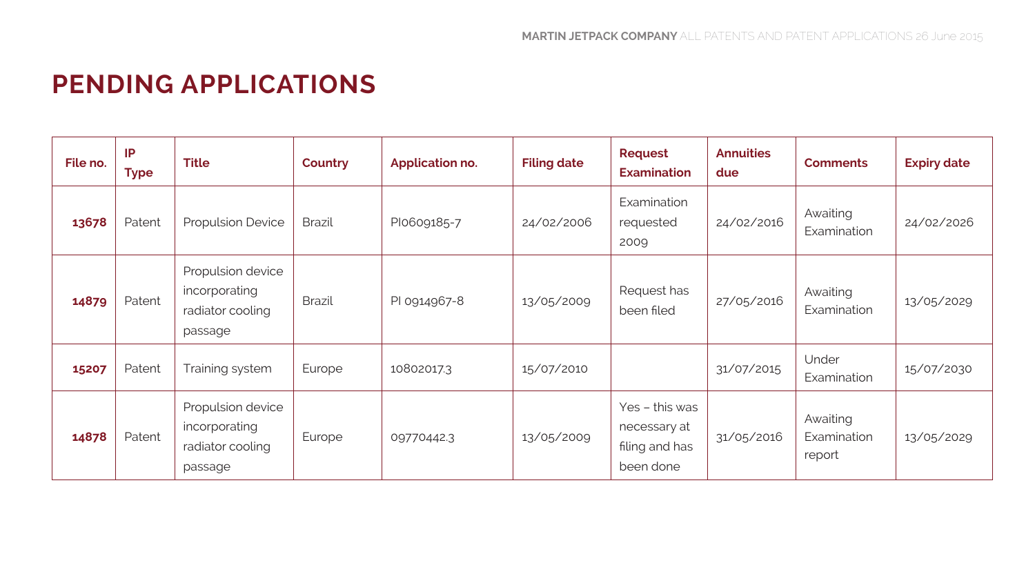# PENDING APPLICATIONS

| File no. | IP Type | Title | Country | Application no. | Filing date | Request Examination | Annuities due | Comments | Expiry date |
|---|---|---|---|---|---|---|---|---|---|
| **13678** | Patent | Propulsion Device | Brazil | PI0609185-7 | 24/02/2006 | Examination requested 2009 | 24/02/2016 | Awaiting Examination | 24/02/2026 |
| **14879** | Patent | Propulsion device incorporating radiator cooling passage | Brazil | PI 0914967-8 | 13/05/2009 | Request has been filed | 27/05/2016 | Awaiting Examination | 13/05/2029 |
| **15207** | Patent | Training system | Europe | 10802017.3 | 15/07/2010 | | 31/07/2015 | Under Examination | 15/07/2030 |
| **14878** | Patent | Propulsion device incorporating radiator cooling passage | Europe | 09770442.3 | 13/05/2009 | Yes – this was necessary at filing and has been done | 31/05/2016 | Awaiting Examination report | 13/05/2029 |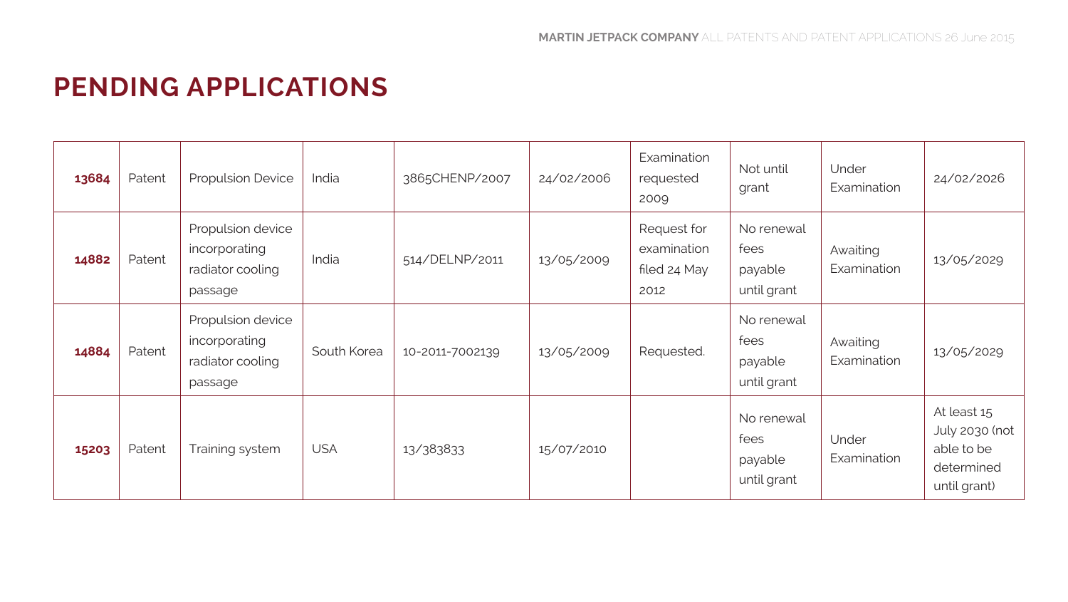# PENDING APPLICATIONS

| | | | | | | | | | |
|---|---|---|---|---|---|---|---|---|---|
| **13684** | Patent | Propulsion Device | India | 3865CHENP/2007 | 24/02/2006 | Examination requested 2009 | Not until grant | Under Examination | 24/02/2026 |
| **14882** | Patent | Propulsion device incorporating radiator cooling passage | India | 514/DELNP/2011 | 13/05/2009 | Request for examination filed 24 May 2012 | No renewal fees payable until grant | Awaiting Examination | 13/05/2029 |
| **14884** | Patent | Propulsion device incorporating radiator cooling passage | South Korea | 10-2011-7002139 | 13/05/2009 | Requested. | No renewal fees payable until grant | Awaiting Examination | 13/05/2029 |
| **15203** | Patent | Training system | USA | 13/383833 | 15/07/2010 | | No renewal fees payable until grant | Under Examination | At least 15 July 2030 (not able to be determined until grant) |